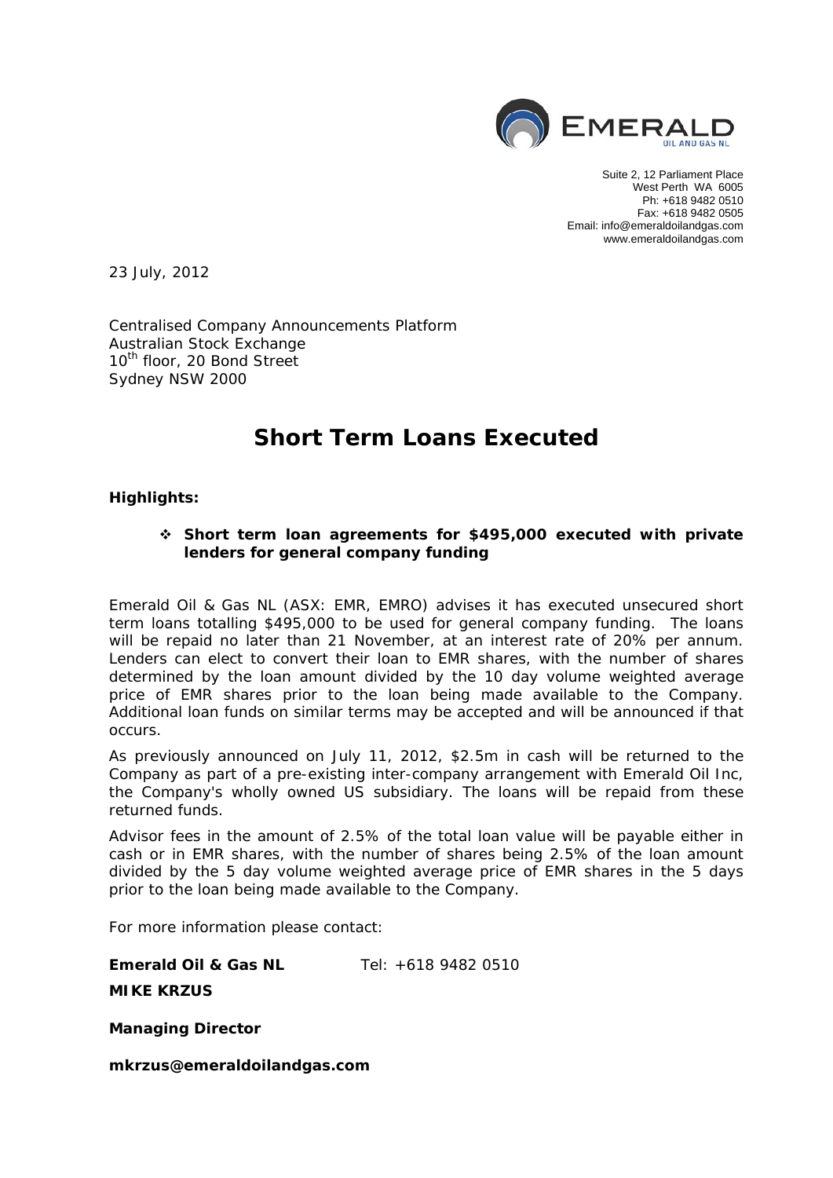Suite 2, 12 Parliament Place
West Perth WA 6005
Ph: +618 9482 0510
Fax: +618 9482 0505
Email: info@emeraldoilandgas.com
www.emeraldoilandgas.com

23 July, 2012

Centralised Company Announcements Platform
Australian Stock Exchange
10th floor, 20 Bond Street
Sydney NSW 2000

# Short Term Loans Executed

**Highlights:**

- **Short term loan agreements for $495,000 executed with private lenders for general company funding**

Emerald Oil & Gas NL (ASX: EMR, EMRO) advises it has executed unsecured short term loans totalling $495,000 to be used for general company funding. The loans will be repaid no later than 21 November, at an interest rate of 20% per annum. Lenders can elect to convert their loan to EMR shares, with the number of shares determined by the loan amount divided by the 10 day volume weighted average price of EMR shares prior to the loan being made available to the Company. Additional loan funds on similar terms may be accepted and will be announced if that occurs.

As previously announced on July 11, 2012, $2.5m in cash will be returned to the Company as part of a pre-existing inter-company arrangement with Emerald Oil Inc, the Company's wholly owned US subsidiary. The loans will be repaid from these returned funds.

Advisor fees in the amount of 2.5% of the total loan value will be payable either in cash or in EMR shares, with the number of shares being 2.5% of the loan amount divided by the 5 day volume weighted average price of EMR shares in the 5 days prior to the loan being made available to the Company.

For more information please contact:

**Emerald Oil & Gas NL** Tel: +618 9482 0510

**MIKE KRZUS**

**Managing Director**

**mkrzus@emeraldoilandgas.com**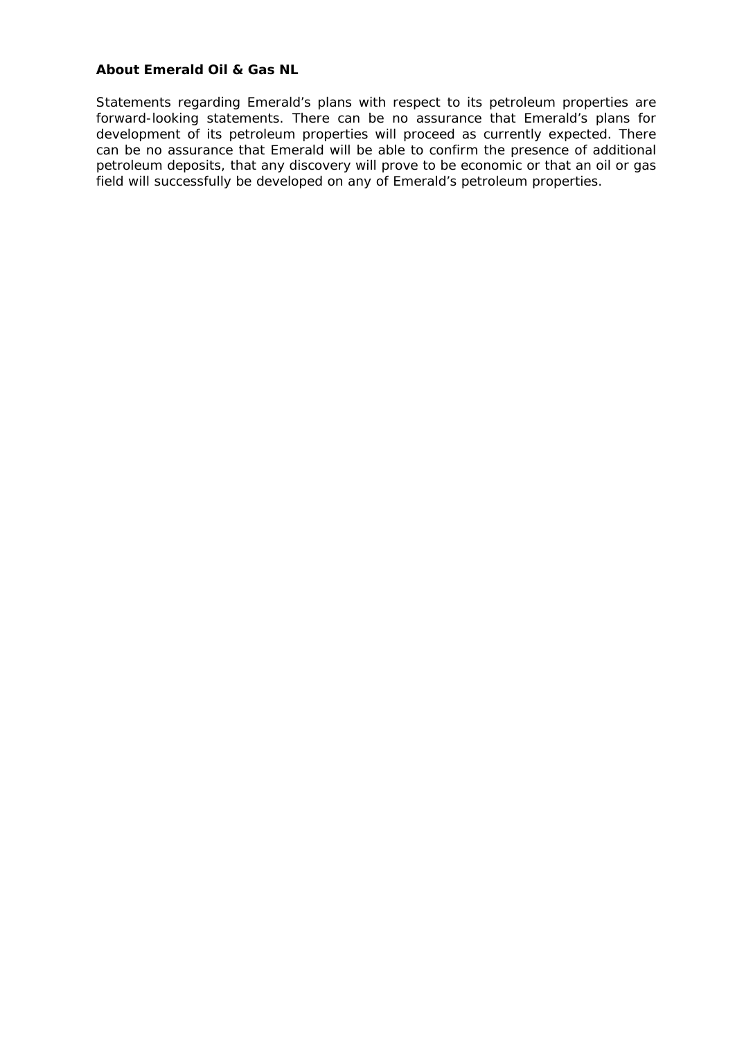**About Emerald Oil & Gas NL**

Statements regarding Emerald's plans with respect to its petroleum properties are forward-looking statements. There can be no assurance that Emerald's plans for development of its petroleum properties will proceed as currently expected. There can be no assurance that Emerald will be able to confirm the presence of additional petroleum deposits, that any discovery will prove to be economic or that an oil or gas field will successfully be developed on any of Emerald's petroleum properties.